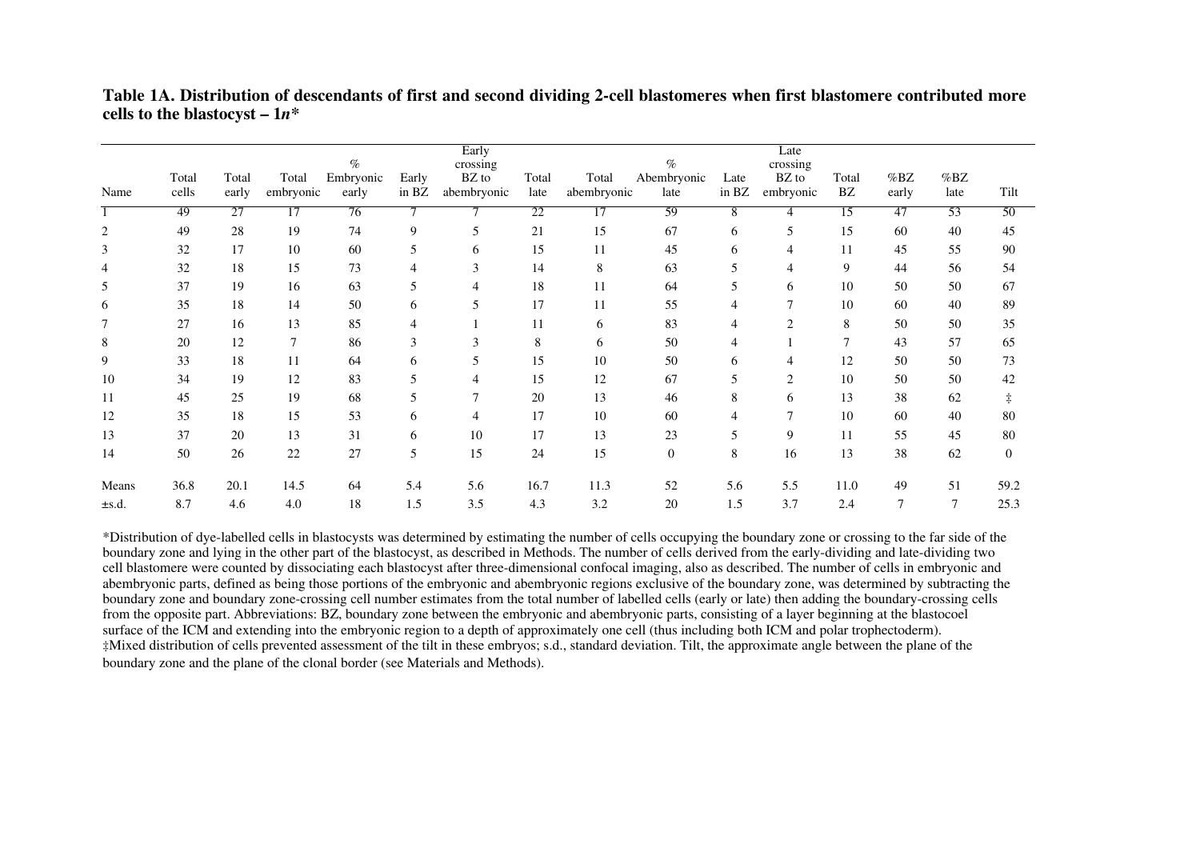**Table 1A. Distribution of descendants of first and second dividing 2-cell blastomeres when first blastomere contributed more cells to the blastocyst – 1*n****

| Name | Total cells | Total early | Total embryonic | % Embryonic early | Early in BZ | Early crossing BZ to abembryonic | Total late | Total abembryonic | % Abembryonic late | Late in BZ | Late crossing BZ to embryonic | Total BZ | %BZ early | %BZ late | Tilt |
|---|---|---|---|---|---|---|---|---|---|---|---|---|---|---|---|
| 1 | 49 | 27 | 17 | 76 | 7 | 7 | 22 | 17 | 59 | 8 | 4 | 15 | 47 | 53 | 50 |
| 2 | 49 | 28 | 19 | 74 | 9 | 5 | 21 | 15 | 67 | 6 | 5 | 15 | 60 | 40 | 45 |
| 3 | 32 | 17 | 10 | 60 | 5 | 6 | 15 | 11 | 45 | 6 | 4 | 11 | 45 | 55 | 90 |
| 4 | 32 | 18 | 15 | 73 | 4 | 3 | 14 | 8 | 63 | 5 | 4 | 9 | 44 | 56 | 54 |
| 5 | 37 | 19 | 16 | 63 | 5 | 4 | 18 | 11 | 64 | 5 | 6 | 10 | 50 | 50 | 67 |
| 6 | 35 | 18 | 14 | 50 | 6 | 5 | 17 | 11 | 55 | 4 | 7 | 10 | 60 | 40 | 89 |
| 7 | 27 | 16 | 13 | 85 | 4 | 1 | 11 | 6 | 83 | 4 | 2 | 8 | 50 | 50 | 35 |
| 8 | 20 | 12 | 7 | 86 | 3 | 3 | 8 | 6 | 50 | 4 | 1 | 7 | 43 | 57 | 65 |
| 9 | 33 | 18 | 11 | 64 | 6 | 5 | 15 | 10 | 50 | 6 | 4 | 12 | 50 | 50 | 73 |
| 10 | 34 | 19 | 12 | 83 | 5 | 4 | 15 | 12 | 67 | 5 | 2 | 10 | 50 | 50 | 42 |
| 11 | 45 | 25 | 19 | 68 | 5 | 7 | 20 | 13 | 46 | 8 | 6 | 13 | 38 | 62 | ‡ |
| 12 | 35 | 18 | 15 | 53 | 6 | 4 | 17 | 10 | 60 | 4 | 7 | 10 | 60 | 40 | 80 |
| 13 | 37 | 20 | 13 | 31 | 6 | 10 | 17 | 13 | 23 | 5 | 9 | 11 | 55 | 45 | 80 |
| 14 | 50 | 26 | 22 | 27 | 5 | 15 | 24 | 15 | 0 | 8 | 16 | 13 | 38 | 62 | 0 |
| Means | 36.8 | 20.1 | 14.5 | 64 | 5.4 | 5.6 | 16.7 | 11.3 | 52 | 5.6 | 5.5 | 11.0 | 49 | 51 | 59.2 |
| ±s.d. | 8.7 | 4.6 | 4.0 | 18 | 1.5 | 3.5 | 4.3 | 3.2 | 20 | 1.5 | 3.7 | 2.4 | 7 | 7 | 25.3 |

*Distribution of dye-labelled cells in blastocysts was determined by estimating the number of cells occupying the boundary zone or crossing to the far side of the boundary zone and lying in the other part of the blastocyst, as described in Methods. The number of cells derived from the early-dividing and late-dividing two cell blastomere were counted by dissociating each blastocyst after three-dimensional confocal imaging, also as described. The number of cells in embryonic and abembryonic parts, defined as being those portions of the embryonic and abembryonic regions exclusive of the boundary zone, was determined by subtracting the boundary zone and boundary zone-crossing cell number estimates from the total number of labelled cells (early or late) then adding the boundary-crossing cells from the opposite part. Abbreviations: BZ, boundary zone between the embryonic and abembryonic parts, consisting of a layer beginning at the blastocoel surface of the ICM and extending into the embryonic region to a depth of approximately one cell (thus including both ICM and polar trophectoderm).
‡Mixed distribution of cells prevented assessment of the tilt in these embryos; s.d., standard deviation. Tilt, the approximate angle between the plane of the boundary zone and the plane of the clonal border (see Materials and Methods).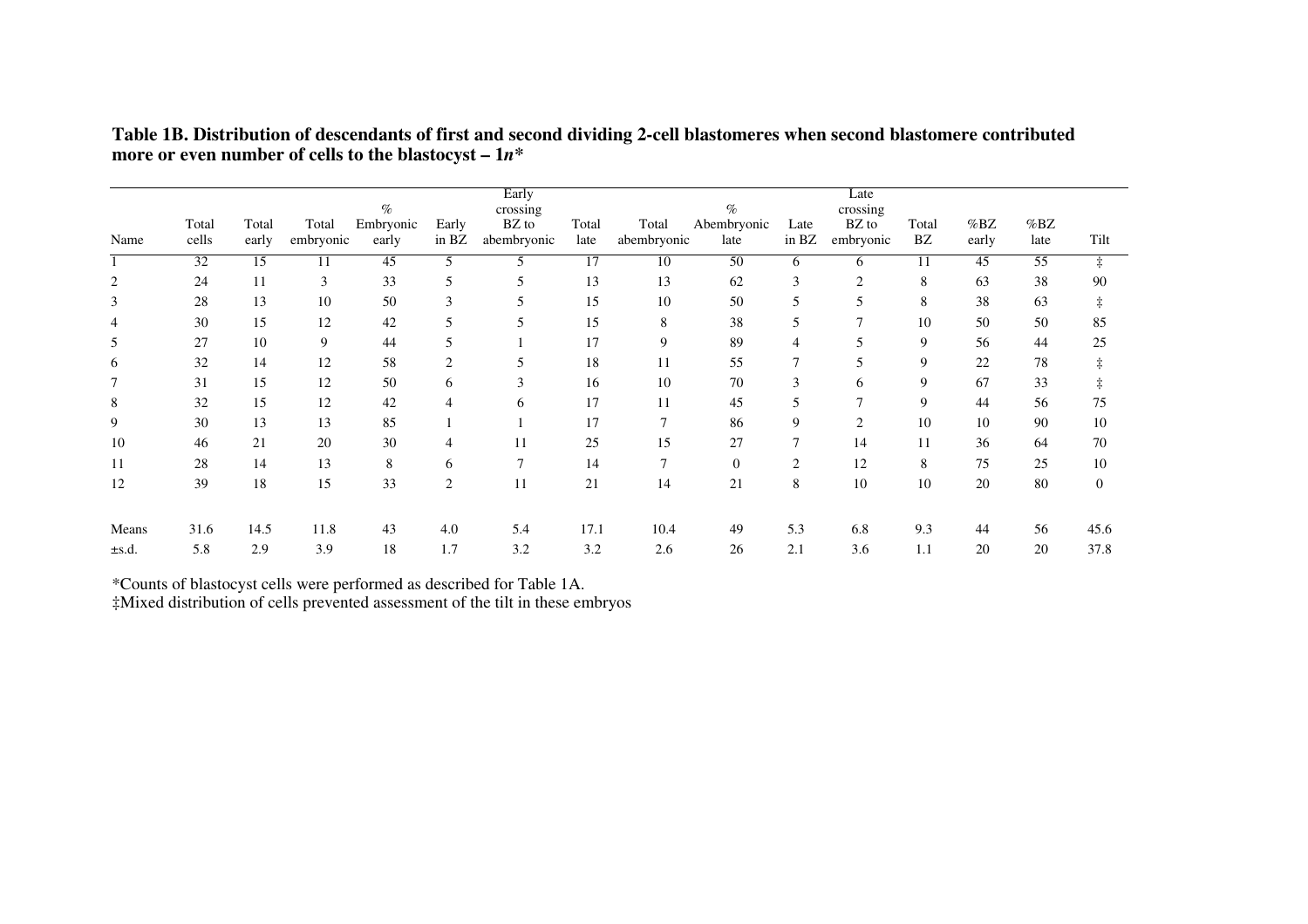**Table 1B. Distribution of descendants of first and second dividing 2-cell blastomeres when second blastomere contributed more or even number of cells to the blastocyst – 1*n*\***

| Name | Total cells | Total early | Total embryonic | % Embryonic early | Early in BZ | Early crossing BZ to abembryonic | Total late | Total abembryonic | % Abembryonic late | Late in BZ | Late crossing BZ to embryonic | Total BZ | %BZ early | %BZ late | Tilt |
|---|---|---|---|---|---|---|---|---|---|---|---|---|---|---|---|
| 1 | 32 | 15 | 11 | 45 | 5 | 5 | 17 | 10 | 50 | 6 | 6 | 11 | 45 | 55 | ‡ |
| 2 | 24 | 11 | 3 | 33 | 5 | 5 | 13 | 13 | 62 | 3 | 2 | 8 | 63 | 38 | 90 |
| 3 | 28 | 13 | 10 | 50 | 3 | 5 | 15 | 10 | 50 | 5 | 5 | 8 | 38 | 63 | ‡ |
| 4 | 30 | 15 | 12 | 42 | 5 | 5 | 15 | 8 | 38 | 5 | 7 | 10 | 50 | 50 | 85 |
| 5 | 27 | 10 | 9 | 44 | 5 | 1 | 17 | 9 | 89 | 4 | 5 | 9 | 56 | 44 | 25 |
| 6 | 32 | 14 | 12 | 58 | 2 | 5 | 18 | 11 | 55 | 7 | 5 | 9 | 22 | 78 | ‡ |
| 7 | 31 | 15 | 12 | 50 | 6 | 3 | 16 | 10 | 70 | 3 | 6 | 9 | 67 | 33 | ‡ |
| 8 | 32 | 15 | 12 | 42 | 4 | 6 | 17 | 11 | 45 | 5 | 7 | 9 | 44 | 56 | 75 |
| 9 | 30 | 13 | 13 | 85 | 1 | 1 | 17 | 7 | 86 | 9 | 2 | 10 | 10 | 90 | 10 |
| 10 | 46 | 21 | 20 | 30 | 4 | 11 | 25 | 15 | 27 | 7 | 14 | 11 | 36 | 64 | 70 |
| 11 | 28 | 14 | 13 | 8 | 6 | 7 | 14 | 7 | 0 | 2 | 12 | 8 | 75 | 25 | 10 |
| 12 | 39 | 18 | 15 | 33 | 2 | 11 | 21 | 14 | 21 | 8 | 10 | 10 | 20 | 80 | 0 |
| Means | 31.6 | 14.5 | 11.8 | 43 | 4.0 | 5.4 | 17.1 | 10.4 | 49 | 5.3 | 6.8 | 9.3 | 44 | 56 | 45.6 |
| ±s.d. | 5.8 | 2.9 | 3.9 | 18 | 1.7 | 3.2 | 3.2 | 2.6 | 26 | 2.1 | 3.6 | 1.1 | 20 | 20 | 37.8 |

*Counts of blastocyst cells were performed as described for Table 1A.
‡Mixed distribution of cells prevented assessment of the tilt in these embryos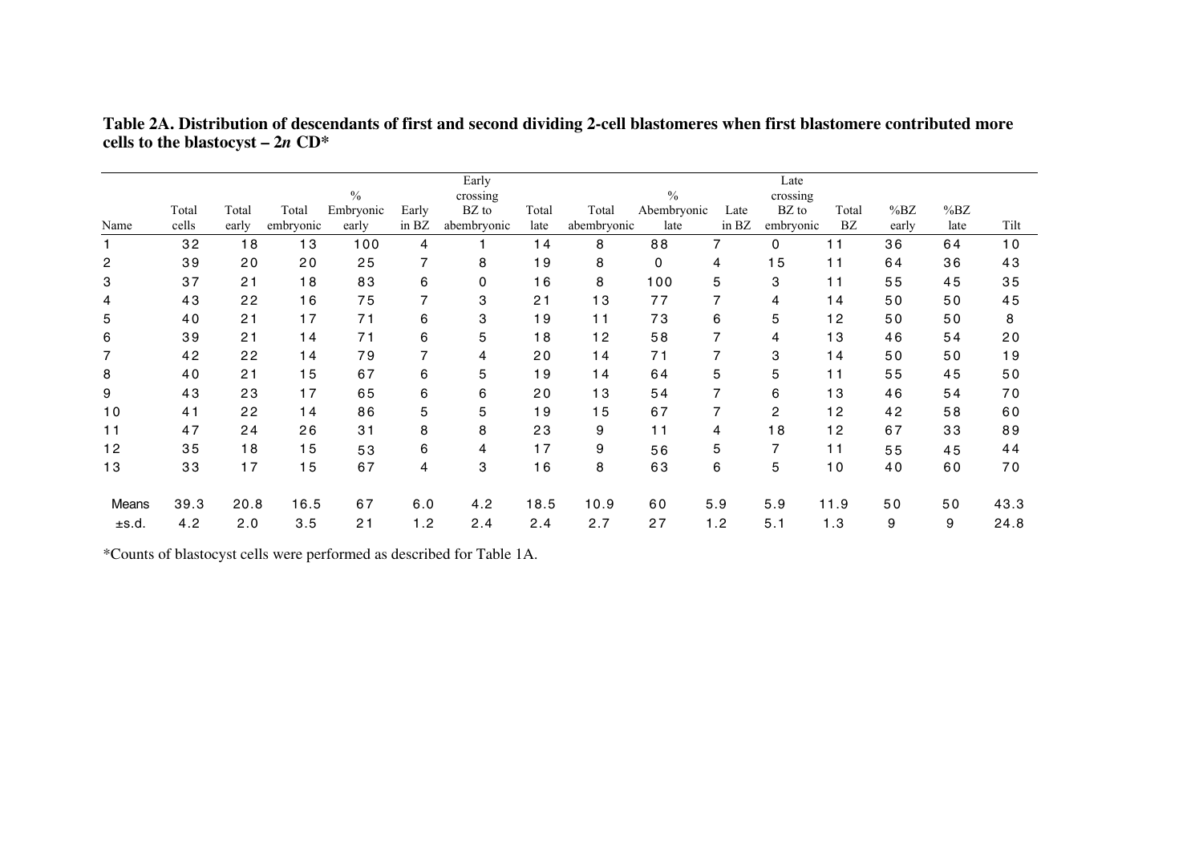**Table 2A. Distribution of descendants of first and second dividing 2-cell blastomeres when first blastomere contributed more cells to the blastocyst – 2*n* CD***

| Name | Total cells | Total early | Total embryonic | % Embryonic early | Early in BZ | Early crossing BZ to abembryonic | Total late | Total abembryonic | % Abembryonic late | Late in BZ | Late crossing BZ to embryonic | Total BZ | %BZ early | %BZ late | Tilt |
|---|---|---|---|---|---|---|---|---|---|---|---|---|---|---|---|
| 1 | 32 | 18 | 13 | 100 | 4 | 1 | 14 | 8 | 88 | 7 | 0 | 11 | 36 | 64 | 10 |
| 2 | 39 | 20 | 20 | 25 | 7 | 8 | 19 | 8 | 0 | 4 | 15 | 11 | 64 | 36 | 43 |
| 3 | 37 | 21 | 18 | 83 | 6 | 0 | 16 | 8 | 100 | 5 | 3 | 11 | 55 | 45 | 35 |
| 4 | 43 | 22 | 16 | 75 | 7 | 3 | 21 | 13 | 77 | 7 | 4 | 14 | 50 | 50 | 45 |
| 5 | 40 | 21 | 17 | 71 | 6 | 3 | 19 | 11 | 73 | 6 | 5 | 12 | 50 | 50 | 8 |
| 6 | 39 | 21 | 14 | 71 | 6 | 5 | 18 | 12 | 58 | 7 | 4 | 13 | 46 | 54 | 20 |
| 7 | 42 | 22 | 14 | 79 | 7 | 4 | 20 | 14 | 71 | 7 | 3 | 14 | 50 | 50 | 19 |
| 8 | 40 | 21 | 15 | 67 | 6 | 5 | 19 | 14 | 64 | 5 | 5 | 11 | 55 | 45 | 50 |
| 9 | 43 | 23 | 17 | 65 | 6 | 6 | 20 | 13 | 54 | 7 | 6 | 13 | 46 | 54 | 70 |
| 10 | 41 | 22 | 14 | 86 | 5 | 5 | 19 | 15 | 67 | 7 | 2 | 12 | 42 | 58 | 60 |
| 11 | 47 | 24 | 26 | 31 | 8 | 8 | 23 | 9 | 11 | 4 | 18 | 12 | 67 | 33 | 89 |
| 12 | 35 | 18 | 15 | 53 | 6 | 4 | 17 | 9 | 56 | 5 | 7 | 11 | 55 | 45 | 44 |
| 13 | 33 | 17 | 15 | 67 | 4 | 3 | 16 | 8 | 63 | 6 | 5 | 10 | 40 | 60 | 70 |
| Means | 39.3 | 20.8 | 16.5 | 67 | 6.0 | 4.2 | 18.5 | 10.9 | 60 | 5.9 | 5.9 | 11.9 | 50 | 50 | 43.3 |
| ±s.d. | 4.2 | 2.0 | 3.5 | 21 | 1.2 | 2.4 | 2.4 | 2.7 | 27 | 1.2 | 5.1 | 1.3 | 9 | 9 | 24.8 |

*Counts of blastocyst cells were performed as described for Table 1A.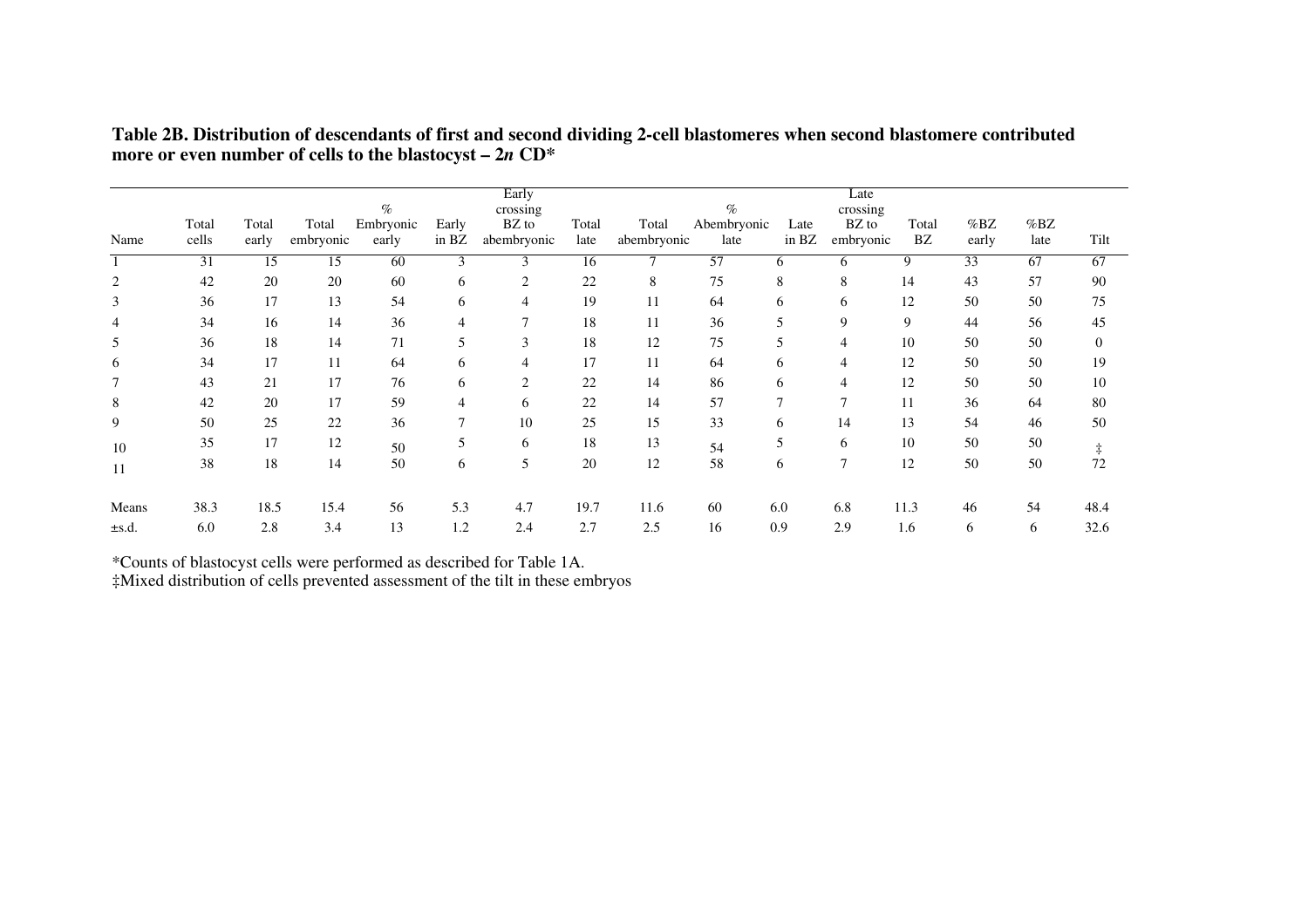**Table 2B. Distribution of descendants of first and second dividing 2-cell blastomeres when second blastomere contributed more or even number of cells to the blastocyst – 2*n* CD***

| Name | Total cells | Total early | Total embryonic | % Embryonic early | Early in BZ | Early crossing BZ to abembryonic | Total late | Total abembryonic | % Abembryonic late | Late in BZ | Late crossing BZ to embryonic | Total BZ | %BZ early | %BZ late | Tilt |
|---|---|---|---|---|---|---|---|---|---|---|---|---|---|---|---|
| 1 | 31 | 15 | 15 | 60 | 3 | 3 | 16 | 7 | 57 | 6 | 6 | 9 | 33 | 67 | 67 |
| 2 | 42 | 20 | 20 | 60 | 6 | 2 | 22 | 8 | 75 | 8 | 8 | 14 | 43 | 57 | 90 |
| 3 | 36 | 17 | 13 | 54 | 6 | 4 | 19 | 11 | 64 | 6 | 6 | 12 | 50 | 50 | 75 |
| 4 | 34 | 16 | 14 | 36 | 4 | 7 | 18 | 11 | 36 | 5 | 9 | 9 | 44 | 56 | 45 |
| 5 | 36 | 18 | 14 | 71 | 5 | 3 | 18 | 12 | 75 | 5 | 4 | 10 | 50 | 50 | 0 |
| 6 | 34 | 17 | 11 | 64 | 6 | 4 | 17 | 11 | 64 | 6 | 4 | 12 | 50 | 50 | 19 |
| 7 | 43 | 21 | 17 | 76 | 6 | 2 | 22 | 14 | 86 | 6 | 4 | 12 | 50 | 50 | 10 |
| 8 | 42 | 20 | 17 | 59 | 4 | 6 | 22 | 14 | 57 | 7 | 7 | 11 | 36 | 64 | 80 |
| 9 | 50 | 25 | 22 | 36 | 7 | 10 | 25 | 15 | 33 | 6 | 14 | 13 | 54 | 46 | 50 |
| 10 | 35 | 17 | 12 | 50 | 5 | 6 | 18 | 13 | 54 | 5 | 6 | 10 | 50 | 50 | ‡ |
| 11 | 38 | 18 | 14 | 50 | 6 | 5 | 20 | 12 | 58 | 6 | 7 | 12 | 50 | 50 | 72 |
| Means | 38.3 | 18.5 | 15.4 | 56 | 5.3 | 4.7 | 19.7 | 11.6 | 60 | 6.0 | 6.8 | 11.3 | 46 | 54 | 48.4 |
| ±s.d. | 6.0 | 2.8 | 3.4 | 13 | 1.2 | 2.4 | 2.7 | 2.5 | 16 | 0.9 | 2.9 | 1.6 | 6 | 6 | 32.6 |

*Counts of blastocyst cells were performed as described for Table 1A.

‡Mixed distribution of cells prevented assessment of the tilt in these embryos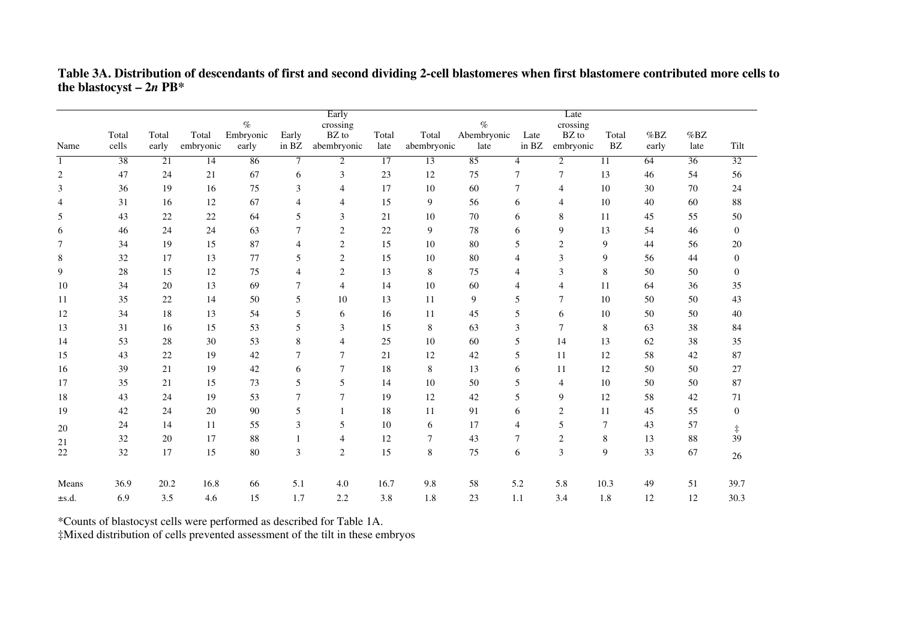**Table 3A. Distribution of descendants of first and second dividing 2-cell blastomeres when first blastomere contributed more cells to the blastocyst – 2*n* PB***

| Name | Total cells | Total early | Total embryonic | % Embryonic early | Early in BZ | Early crossing BZ to abembryonic | Total late | Total abembryonic | % Abembryonic late | Late in BZ | Late crossing BZ to embryonic | Total BZ | %BZ early | %BZ late | Tilt |
|---|---|---|---|---|---|---|---|---|---|---|---|---|---|---|---|
| 1 | 38 | 21 | 14 | 86 | 7 | 2 | 17 | 13 | 85 | 4 | 2 | 11 | 64 | 36 | 32 |
| 2 | 47 | 24 | 21 | 67 | 6 | 3 | 23 | 12 | 75 | 7 | 7 | 13 | 46 | 54 | 56 |
| 3 | 36 | 19 | 16 | 75 | 3 | 4 | 17 | 10 | 60 | 7 | 4 | 10 | 30 | 70 | 24 |
| 4 | 31 | 16 | 12 | 67 | 4 | 4 | 15 | 9 | 56 | 6 | 4 | 10 | 40 | 60 | 88 |
| 5 | 43 | 22 | 22 | 64 | 5 | 3 | 21 | 10 | 70 | 6 | 8 | 11 | 45 | 55 | 50 |
| 6 | 46 | 24 | 24 | 63 | 7 | 2 | 22 | 9 | 78 | 6 | 9 | 13 | 54 | 46 | 0 |
| 7 | 34 | 19 | 15 | 87 | 4 | 2 | 15 | 10 | 80 | 5 | 2 | 9 | 44 | 56 | 20 |
| 8 | 32 | 17 | 13 | 77 | 5 | 2 | 15 | 10 | 80 | 4 | 3 | 9 | 56 | 44 | 0 |
| 9 | 28 | 15 | 12 | 75 | 4 | 2 | 13 | 8 | 75 | 4 | 3 | 8 | 50 | 50 | 0 |
| 10 | 34 | 20 | 13 | 69 | 7 | 4 | 14 | 10 | 60 | 4 | 4 | 11 | 64 | 36 | 35 |
| 11 | 35 | 22 | 14 | 50 | 5 | 10 | 13 | 11 | 9 | 5 | 7 | 10 | 50 | 50 | 43 |
| 12 | 34 | 18 | 13 | 54 | 5 | 6 | 16 | 11 | 45 | 5 | 6 | 10 | 50 | 50 | 40 |
| 13 | 31 | 16 | 15 | 53 | 5 | 3 | 15 | 8 | 63 | 3 | 7 | 8 | 63 | 38 | 84 |
| 14 | 53 | 28 | 30 | 53 | 8 | 4 | 25 | 10 | 60 | 5 | 14 | 13 | 62 | 38 | 35 |
| 15 | 43 | 22 | 19 | 42 | 7 | 7 | 21 | 12 | 42 | 5 | 11 | 12 | 58 | 42 | 87 |
| 16 | 39 | 21 | 19 | 42 | 6 | 7 | 18 | 8 | 13 | 6 | 11 | 12 | 50 | 50 | 27 |
| 17 | 35 | 21 | 15 | 73 | 5 | 5 | 14 | 10 | 50 | 5 | 4 | 10 | 50 | 50 | 87 |
| 18 | 43 | 24 | 19 | 53 | 7 | 7 | 19 | 12 | 42 | 5 | 9 | 12 | 58 | 42 | 71 |
| 19 | 42 | 24 | 20 | 90 | 5 | 1 | 18 | 11 | 91 | 6 | 2 | 11 | 45 | 55 | 0 |
| 20 | 24 | 14 | 11 | 55 | 3 | 5 | 10 | 6 | 17 | 4 | 5 | 7 | 43 | 57 | ‡ |
| 21 | 32 | 20 | 17 | 88 | 1 | 4 | 12 | 7 | 43 | 7 | 2 | 8 | 13 | 88 | 39 |
| 22 | 32 | 17 | 15 | 80 | 3 | 2 | 15 | 8 | 75 | 6 | 3 | 9 | 33 | 67 | 26 |
| Means | 36.9 | 20.2 | 16.8 | 66 | 5.1 | 4.0 | 16.7 | 9.8 | 58 | 5.2 | 5.8 | 10.3 | 49 | 51 | 39.7 |
| ±s.d. | 6.9 | 3.5 | 4.6 | 15 | 1.7 | 2.2 | 3.8 | 1.8 | 23 | 1.1 | 3.4 | 1.8 | 12 | 12 | 30.3 |

*Counts of blastocyst cells were performed as described for Table 1A.

‡Mixed distribution of cells prevented assessment of the tilt in these embryos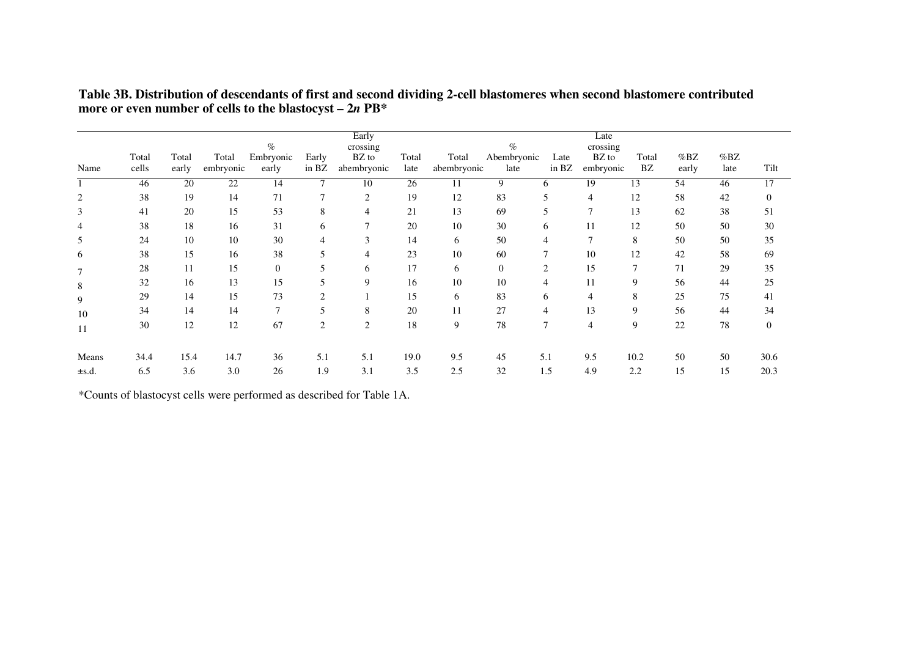**Table 3B. Distribution of descendants of first and second dividing 2-cell blastomeres when second blastomere contributed more or even number of cells to the blastocyst – 2*n* PB***

| Name | Total cells | Total early | Total embryonic | % Embryonic early | Early in BZ | Early crossing BZ to abembryonic | Total late | Total abembryonic | % Abembryonic late | Late in BZ | Late crossing BZ to embryonic | Total BZ | %BZ early | %BZ late | Tilt |
|---|---|---|---|---|---|---|---|---|---|---|---|---|---|---|---|
| 1 | 46 | 20 | 22 | 14 | 7 | 10 | 26 | 11 | 9 | 6 | 19 | 13 | 54 | 46 | 17 |
| 2 | 38 | 19 | 14 | 71 | 7 | 2 | 19 | 12 | 83 | 5 | 4 | 12 | 58 | 42 | 0 |
| 3 | 41 | 20 | 15 | 53 | 8 | 4 | 21 | 13 | 69 | 5 | 7 | 13 | 62 | 38 | 51 |
| 4 | 38 | 18 | 16 | 31 | 6 | 7 | 20 | 10 | 30 | 6 | 11 | 12 | 50 | 50 | 30 |
| 5 | 24 | 10 | 10 | 30 | 4 | 3 | 14 | 6 | 50 | 4 | 7 | 8 | 50 | 50 | 35 |
| 6 | 38 | 15 | 16 | 38 | 5 | 4 | 23 | 10 | 60 | 7 | 10 | 12 | 42 | 58 | 69 |
| 7 | 28 | 11 | 15 | 0 | 5 | 6 | 17 | 6 | 0 | 2 | 15 | 7 | 71 | 29 | 35 |
| 8 | 32 | 16 | 13 | 15 | 5 | 9 | 16 | 10 | 10 | 4 | 11 | 9 | 56 | 44 | 25 |
| 9 | 29 | 14 | 15 | 73 | 2 | 1 | 15 | 6 | 83 | 6 | 4 | 8 | 25 | 75 | 41 |
| 10 | 34 | 14 | 14 | 7 | 5 | 8 | 20 | 11 | 27 | 4 | 13 | 9 | 56 | 44 | 34 |
| 11 | 30 | 12 | 12 | 67 | 2 | 2 | 18 | 9 | 78 | 7 | 4 | 9 | 22 | 78 | 0 |
| Means | 34.4 | 15.4 | 14.7 | 36 | 5.1 | 5.1 | 19.0 | 9.5 | 45 | 5.1 | 9.5 | 10.2 | 50 | 50 | 30.6 |
| ±s.d. | 6.5 | 3.6 | 3.0 | 26 | 1.9 | 3.1 | 3.5 | 2.5 | 32 | 1.5 | 4.9 | 2.2 | 15 | 15 | 20.3 |

*Counts of blastocyst cells were performed as described for Table 1A.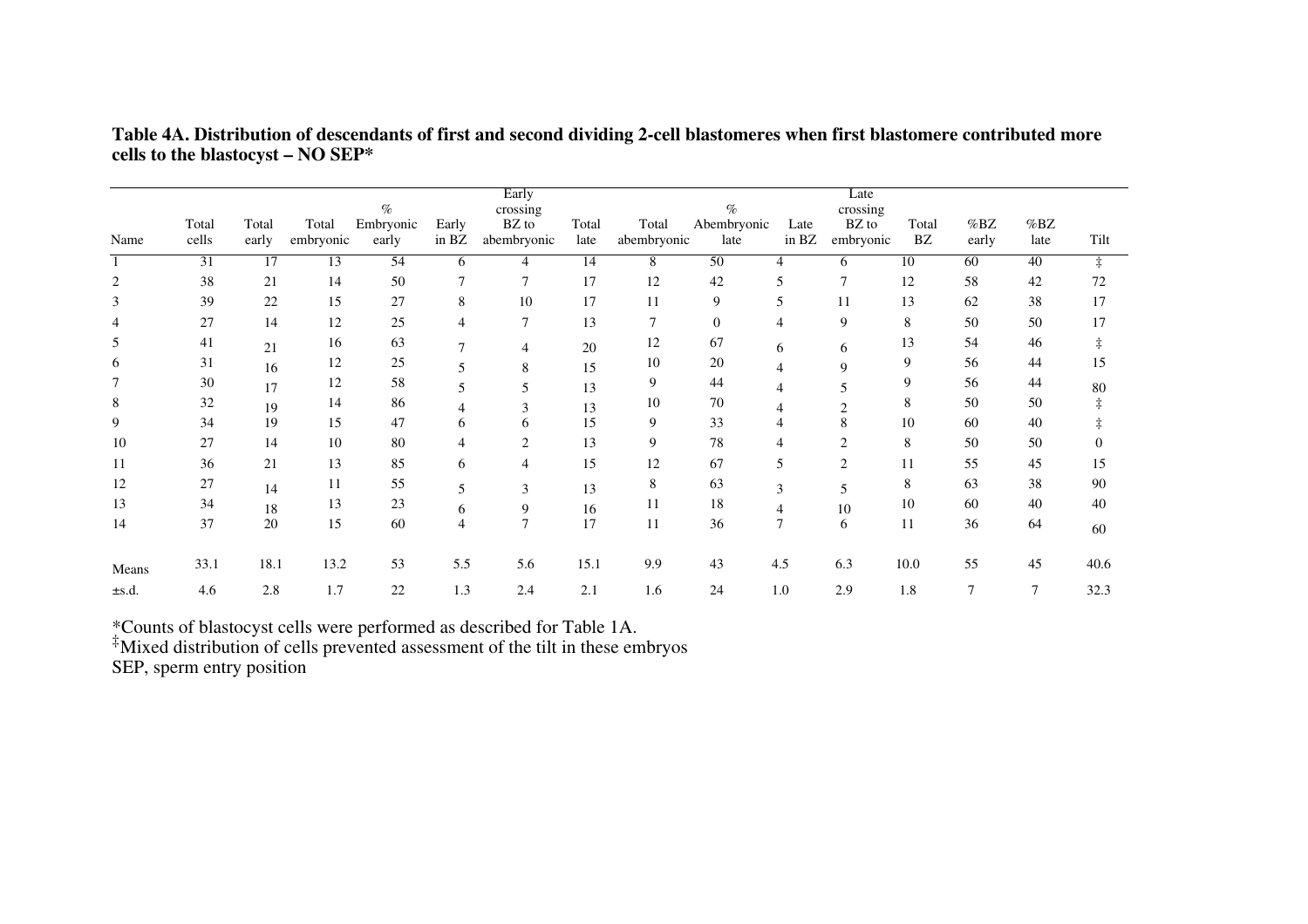**Table 4A. Distribution of descendants of first and second dividing 2-cell blastomeres when first blastomere contributed more cells to the blastocyst – NO SEP***

| Name | Total cells | Total early | Total embryonic | % Embryonic early | Early in BZ | Early crossing BZ to abembryonic | Total late | Total abembryonic | % Abembryonic late | Late in BZ | Late crossing BZ to embryonic | Total BZ | %BZ early | %BZ late | Tilt |
|---|---|---|---|---|---|---|---|---|---|---|---|---|---|---|---|
| 1 | 31 | 17 | 13 | 54 | 6 | 4 | 14 | 8 | 50 | 4 | 6 | 10 | 60 | 40 | ‡ |
| 2 | 38 | 21 | 14 | 50 | 7 | 7 | 17 | 12 | 42 | 5 | 7 | 12 | 58 | 42 | 72 |
| 3 | 39 | 22 | 15 | 27 | 8 | 10 | 17 | 11 | 9 | 5 | 11 | 13 | 62 | 38 | 17 |
| 4 | 27 | 14 | 12 | 25 | 4 | 7 | 13 | 7 | 0 | 4 | 9 | 8 | 50 | 50 | 17 |
| 5 | 41 | 21 | 16 | 63 | 7 | 4 | 20 | 12 | 67 | 6 | 6 | 13 | 54 | 46 | ‡ |
| 6 | 31 | 16 | 12 | 25 | 5 | 8 | 15 | 10 | 20 | 4 | 9 | 9 | 56 | 44 | 15 |
| 7 | 30 | 17 | 12 | 58 | 5 | 5 | 13 | 9 | 44 | 4 | 5 | 9 | 56 | 44 | 80 |
| 8 | 32 | 19 | 14 | 86 | 4 | 3 | 13 | 10 | 70 | 4 | 2 | 8 | 50 | 50 | ‡ |
| 9 | 34 | 19 | 15 | 47 | 6 | 6 | 15 | 9 | 33 | 4 | 8 | 10 | 60 | 40 | ‡ |
| 10 | 27 | 14 | 10 | 80 | 4 | 2 | 13 | 9 | 78 | 4 | 2 | 8 | 50 | 50 | 0 |
| 11 | 36 | 21 | 13 | 85 | 6 | 4 | 15 | 12 | 67 | 5 | 2 | 11 | 55 | 45 | 15 |
| 12 | 27 | 14 | 11 | 55 | 5 | 3 | 13 | 8 | 63 | 3 | 5 | 8 | 63 | 38 | 90 |
| 13 | 34 | 18 | 13 | 23 | 6 | 9 | 16 | 11 | 18 | 4 | 10 | 10 | 60 | 40 | 40 |
| 14 | 37 | 20 | 15 | 60 | 4 | 7 | 17 | 11 | 36 | 7 | 6 | 11 | 36 | 64 | 60 |
| Means | 33.1 | 18.1 | 13.2 | 53 | 5.5 | 5.6 | 15.1 | 9.9 | 43 | 4.5 | 6.3 | 10.0 | 55 | 45 | 40.6 |
| ±s.d. | 4.6 | 2.8 | 1.7 | 22 | 1.3 | 2.4 | 2.1 | 1.6 | 24 | 1.0 | 2.9 | 1.8 | 7 | 7 | 32.3 |

*Counts of blastocyst cells were performed as described for Table 1A.
‡Mixed distribution of cells prevented assessment of the tilt in these embryos
SEP, sperm entry position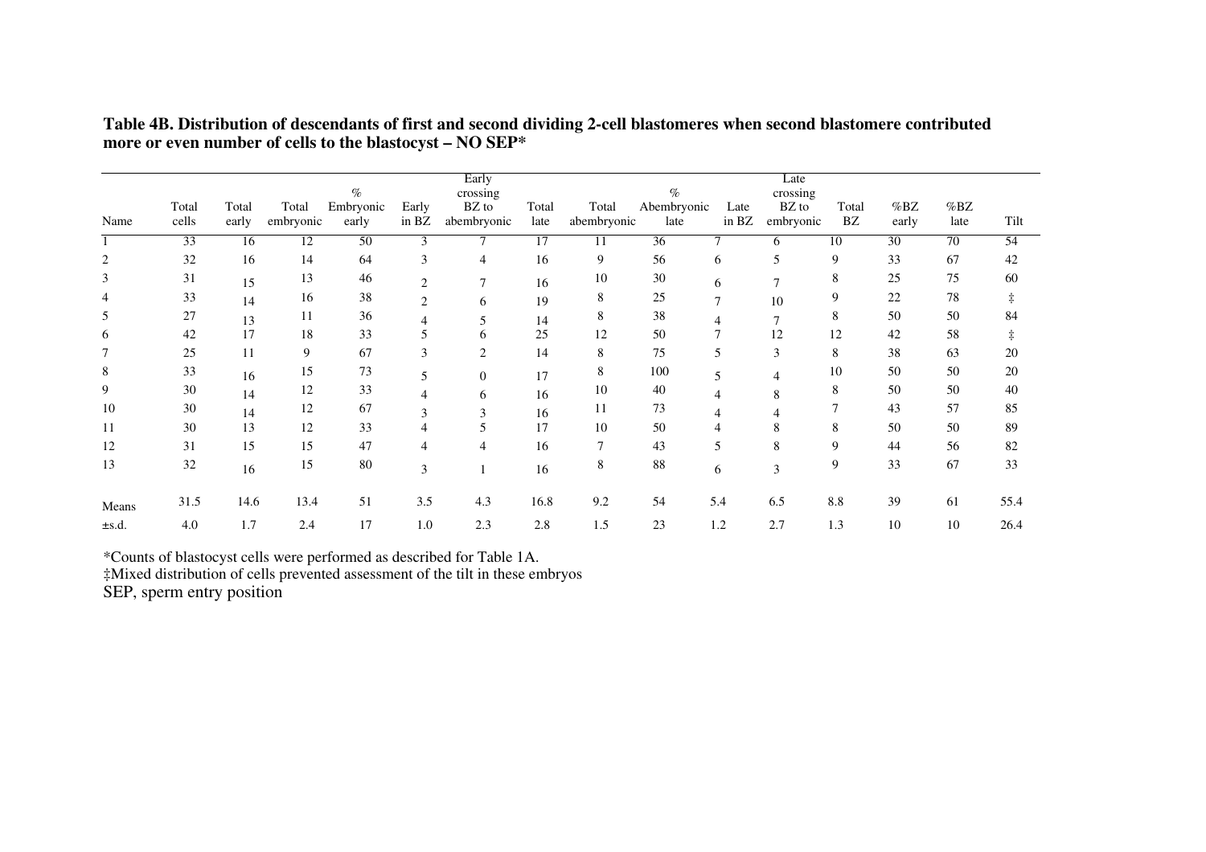**Table 4B. Distribution of descendants of first and second dividing 2-cell blastomeres when second blastomere contributed more or even number of cells to the blastocyst – NO SEP***

| Name | Total cells | Total early | Total embryonic | % Embryonic early | Early in BZ | Early crossing BZ to abembryonic | Total late | Total abembryonic | % Abembryonic late | Late in BZ | Late crossing BZ to embryonic | Total BZ | %BZ early | %BZ late | Tilt |
|---|---|---|---|---|---|---|---|---|---|---|---|---|---|---|---|
| 1 | 33 | 16 | 12 | 50 | 3 | 7 | 17 | 11 | 36 | 7 | 6 | 10 | 30 | 70 | 54 |
| 2 | 32 | 16 | 14 | 64 | 3 | 4 | 16 | 9 | 56 | 6 | 5 | 9 | 33 | 67 | 42 |
| 3 | 31 | 15 | 13 | 46 | 2 | 7 | 16 | 10 | 30 | 6 | 7 | 8 | 25 | 75 | 60 |
| 4 | 33 | 14 | 16 | 38 | 2 | 6 | 19 | 8 | 25 | 7 | 10 | 9 | 22 | 78 | ‡ |
| 5 | 27 | 13 | 11 | 36 | 4 | 5 | 14 | 8 | 38 | 4 | 7 | 8 | 50 | 50 | 84 |
| 6 | 42 | 17 | 18 | 33 | 5 | 6 | 25 | 12 | 50 | 7 | 12 | 12 | 42 | 58 | ‡ |
| 7 | 25 | 11 | 9 | 67 | 3 | 2 | 14 | 8 | 75 | 5 | 3 | 8 | 38 | 63 | 20 |
| 8 | 33 | 16 | 15 | 73 | 5 | 0 | 17 | 8 | 100 | 5 | 4 | 10 | 50 | 50 | 20 |
| 9 | 30 | 14 | 12 | 33 | 4 | 6 | 16 | 10 | 40 | 4 | 8 | 8 | 50 | 50 | 40 |
| 10 | 30 | 14 | 12 | 67 | 3 | 3 | 16 | 11 | 73 | 4 | 4 | 7 | 43 | 57 | 85 |
| 11 | 30 | 13 | 12 | 33 | 4 | 5 | 17 | 10 | 50 | 4 | 8 | 8 | 50 | 50 | 89 |
| 12 | 31 | 15 | 15 | 47 | 4 | 4 | 16 | 7 | 43 | 5 | 8 | 9 | 44 | 56 | 82 |
| 13 | 32 | 16 | 15 | 80 | 3 | 1 | 16 | 8 | 88 | 6 | 3 | 9 | 33 | 67 | 33 |
| Means | 31.5 | 14.6 | 13.4 | 51 | 3.5 | 4.3 | 16.8 | 9.2 | 54 | 5.4 | 6.5 | 8.8 | 39 | 61 | 55.4 |
| ±s.d. | 4.0 | 1.7 | 2.4 | 17 | 1.0 | 2.3 | 2.8 | 1.5 | 23 | 1.2 | 2.7 | 1.3 | 10 | 10 | 26.4 |

*Counts of blastocyst cells were performed as described for Table 1A.
‡Mixed distribution of cells prevented assessment of the tilt in these embryos
SEP, sperm entry position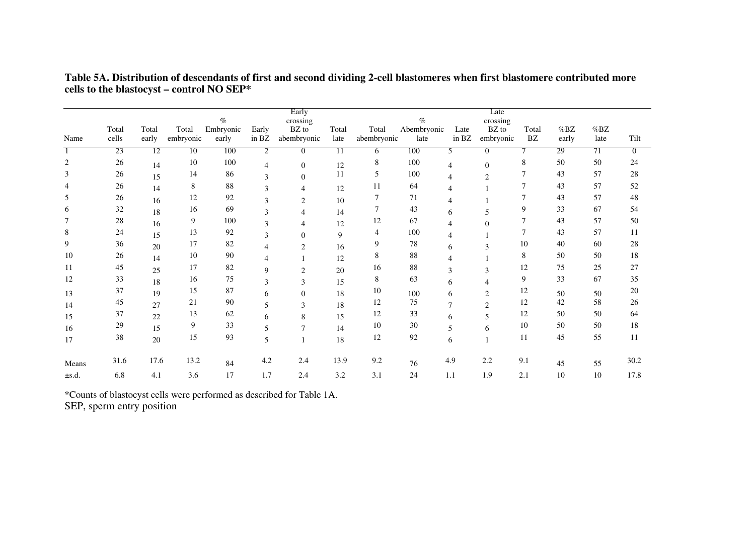**Table 5A. Distribution of descendants of first and second dividing 2-cell blastomeres when first blastomere contributed more cells to the blastocyst – control NO SEP***

| Name | Total cells | Total early | Total embryonic | % Embryonic early | Early in BZ | Early crossing BZ to abembryonic | Total late | Total abembryonic | % Abembryonic late | Late in BZ | Late crossing BZ to embryonic | Total BZ | %BZ early | %BZ late | Tilt |
|---|---|---|---|---|---|---|---|---|---|---|---|---|---|---|---|
| 1 | 23 | 12 | 10 | 100 | 2 | 0 | 11 | 6 | 100 | 5 | 0 | 7 | 29 | 71 | 0 |
| 2 | 26 | 14 | 10 | 100 | 4 | 0 | 12 | 8 | 100 | 4 | 0 | 8 | 50 | 50 | 24 |
| 3 | 26 | 15 | 14 | 86 | 3 | 0 | 11 | 5 | 100 | 4 | 2 | 7 | 43 | 57 | 28 |
| 4 | 26 | 14 | 8 | 88 | 3 | 4 | 12 | 11 | 64 | 4 | 1 | 7 | 43 | 57 | 52 |
| 5 | 26 | 16 | 12 | 92 | 3 | 2 | 10 | 7 | 71 | 4 | 1 | 7 | 43 | 57 | 48 |
| 6 | 32 | 18 | 16 | 69 | 3 | 4 | 14 | 7 | 43 | 6 | 5 | 9 | 33 | 67 | 54 |
| 7 | 28 | 16 | 9 | 100 | 3 | 4 | 12 | 12 | 67 | 4 | 0 | 7 | 43 | 57 | 50 |
| 8 | 24 | 15 | 13 | 92 | 3 | 0 | 9 | 4 | 100 | 4 | 1 | 7 | 43 | 57 | 11 |
| 9 | 36 | 20 | 17 | 82 | 4 | 2 | 16 | 9 | 78 | 6 | 3 | 10 | 40 | 60 | 28 |
| 10 | 26 | 14 | 10 | 90 | 4 | 1 | 12 | 8 | 88 | 4 | 1 | 8 | 50 | 50 | 18 |
| 11 | 45 | 25 | 17 | 82 | 9 | 2 | 20 | 16 | 88 | 3 | 3 | 12 | 75 | 25 | 27 |
| 12 | 33 | 18 | 16 | 75 | 3 | 3 | 15 | 8 | 63 | 6 | 4 | 9 | 33 | 67 | 35 |
| 13 | 37 | 19 | 15 | 87 | 6 | 0 | 18 | 10 | 100 | 6 | 2 | 12 | 50 | 50 | 20 |
| 14 | 45 | 27 | 21 | 90 | 5 | 3 | 18 | 12 | 75 | 7 | 2 | 12 | 42 | 58 | 26 |
| 15 | 37 | 22 | 13 | 62 | 6 | 8 | 15 | 12 | 33 | 6 | 5 | 12 | 50 | 50 | 64 |
| 16 | 29 | 15 | 9 | 33 | 5 | 7 | 14 | 10 | 30 | 5 | 6 | 10 | 50 | 50 | 18 |
| 17 | 38 | 20 | 15 | 93 | 5 | 1 | 18 | 12 | 92 | 6 | 1 | 11 | 45 | 55 | 11 |
| Means | 31.6 | 17.6 | 13.2 | 84 | 4.2 | 2.4 | 13.9 | 9.2 | 76 | 4.9 | 2.2 | 9.1 | 45 | 55 | 30.2 |
| ±s.d. | 6.8 | 4.1 | 3.6 | 17 | 1.7 | 2.4 | 3.2 | 3.1 | 24 | 1.1 | 1.9 | 2.1 | 10 | 10 | 17.8 |

*Counts of blastocyst cells were performed as described for Table 1A.
SEP, sperm entry position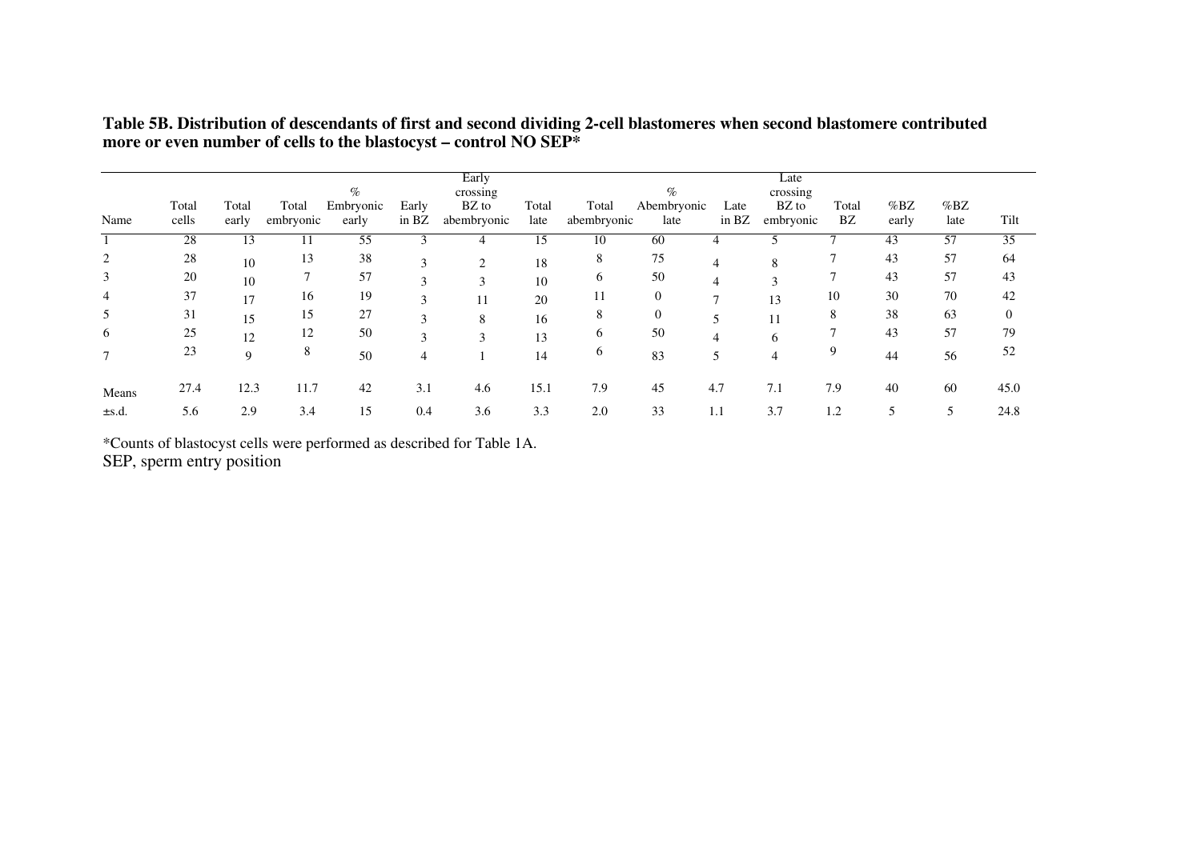**Table 5B. Distribution of descendants of first and second dividing 2-cell blastomeres when second blastomere contributed more or even number of cells to the blastocyst – control NO SEP***

| Name | Total cells | Total early | Total embryonic | % Embryonic early | Early in BZ | Early crossing BZ to abembryonic | Total late | Total abembryonic | % Abembryonic late | Late in BZ | Late crossing BZ to embryonic | Total BZ | %BZ early | %BZ late | Tilt |
|---|---|---|---|---|---|---|---|---|---|---|---|---|---|---|---|
| 1 | 28 | 13 | 11 | 55 | 3 | 4 | 15 | 10 | 60 | 4 | 5 | 7 | 43 | 57 | 35 |
| 2 | 28 | 10 | 13 | 38 | 3 | 2 | 18 | 8 | 75 | 4 | 8 | 7 | 43 | 57 | 64 |
| 3 | 20 | 10 | 7 | 57 | 3 | 3 | 10 | 6 | 50 | 4 | 3 | 7 | 43 | 57 | 43 |
| 4 | 37 | 17 | 16 | 19 | 3 | 11 | 20 | 11 | 0 | 7 | 13 | 10 | 30 | 70 | 42 |
| 5 | 31 | 15 | 15 | 27 | 3 | 8 | 16 | 8 | 0 | 5 | 11 | 8 | 38 | 63 | 0 |
| 6 | 25 | 12 | 12 | 50 | 3 | 3 | 13 | 6 | 50 | 4 | 6 | 7 | 43 | 57 | 79 |
| 7 | 23 | 9 | 8 | 50 | 4 | 1 | 14 | 6 | 83 | 5 | 4 | 9 | 44 | 56 | 52 |
| Means | 27.4 | 12.3 | 11.7 | 42 | 3.1 | 4.6 | 15.1 | 7.9 | 45 | 4.7 | 7.1 | 7.9 | 40 | 60 | 45.0 |
| ±s.d. | 5.6 | 2.9 | 3.4 | 15 | 0.4 | 3.6 | 3.3 | 2.0 | 33 | 1.1 | 3.7 | 1.2 | 5 | 5 | 24.8 |

*Counts of blastocyst cells were performed as described for Table 1A.
SEP, sperm entry position